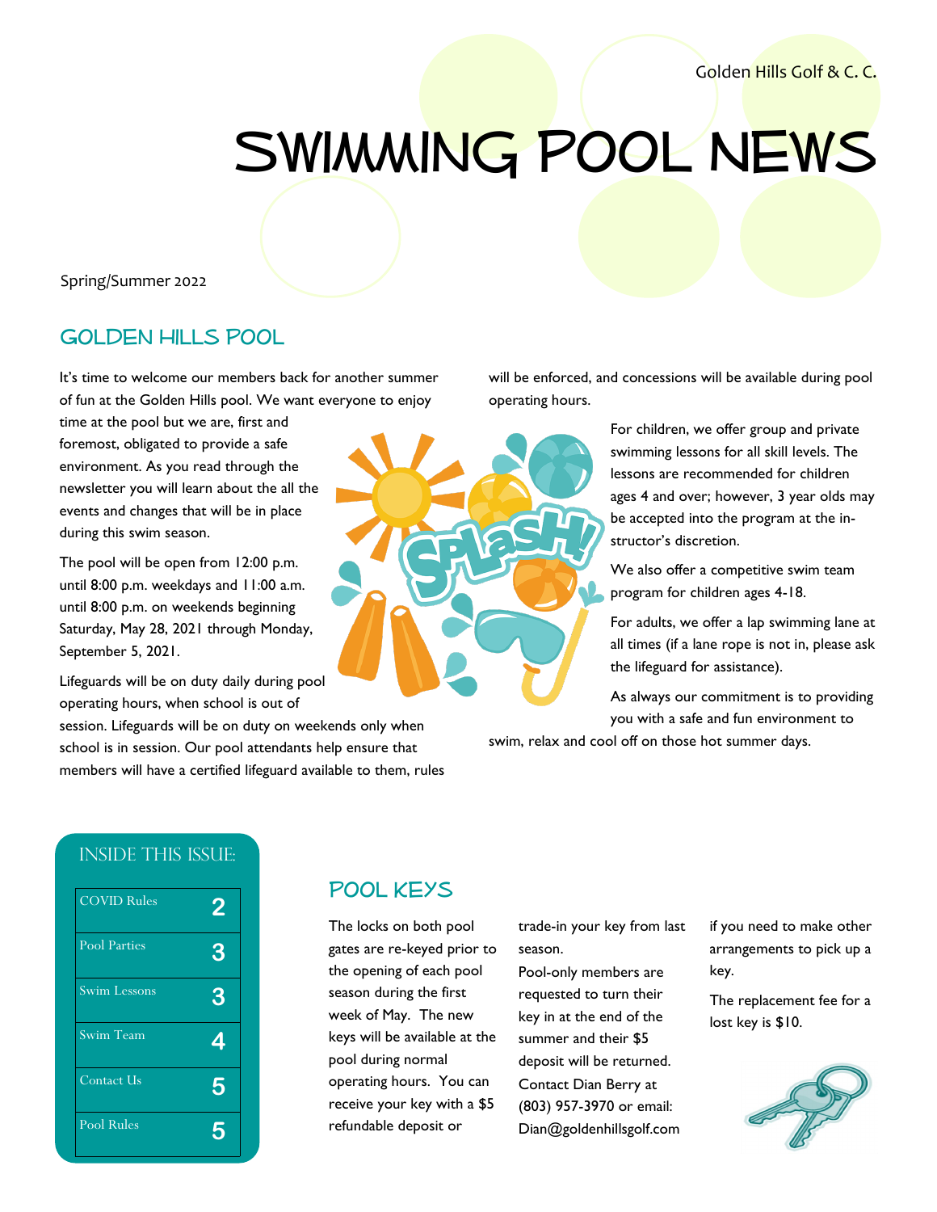Golden Hills Golf & C. C.

# Swimming Pool News

Spring/Summer 2022

## Golden Hills Pool

It's time to welcome our members back for another summer of fun at the Golden Hills pool. We want everyone to enjoy time at the pool but we are, first and foremost, obligated to provide a safe environment. As you read through the newsletter you will learn about the all the events and changes that will be in place during this swim season.

The pool will be open from 12:00 p.m. until 8:00 p.m. weekdays and 11:00 a.m. until 8:00 p.m. on weekends beginning Saturday, May 28, 2021 through Monday, September 5, 2021.

Lifeguards will be on duty daily during pool operating hours, when school is out of session. Lifeguards will be on duty on weekends only when school is in session. Our pool attendants help ensure that members will have a certified lifeguard available to them, rules will be enforced, and concessions will be available during pool operating hours.

For children, we offer group and private swimming lessons for all skill levels. The lessons are recommended for children ages 4 and over; however, 3 year olds may be accepted into the program at the instructor's discretion.

We also offer a competitive swim team program for children ages 4-18.

For adults, we offer a lap swimming lane at all times (if a lane rope is not in, please ask the lifeguard for assistance).

As always our commitment is to providing you with a safe and fun environment to swim, relax and cool off on those hot summer days.

### Inside this issue:

| | |
|---|---|
| COVID Rules | 2 |
| Pool Parties | 3 |
| Swim Lessons | 3 |
| Swim Team | 4 |
| Contact Us | 5 |
| Pool Rules | 5 |

## Pool Keys

The locks on both pool gates are re-keyed prior to the opening of each pool season during the first week of May. The new keys will be available at the pool during normal operating hours. You can receive your key with a $5 refundable deposit or trade-in your key from last season.

Pool-only members are requested to turn their key in at the end of the summer and their $5 deposit will be returned. Contact Dian Berry at (803) 957-3970 or email: Dian@goldenhillsgolf.com if you need to make other arrangements to pick up a key.

The replacement fee for a lost key is $10.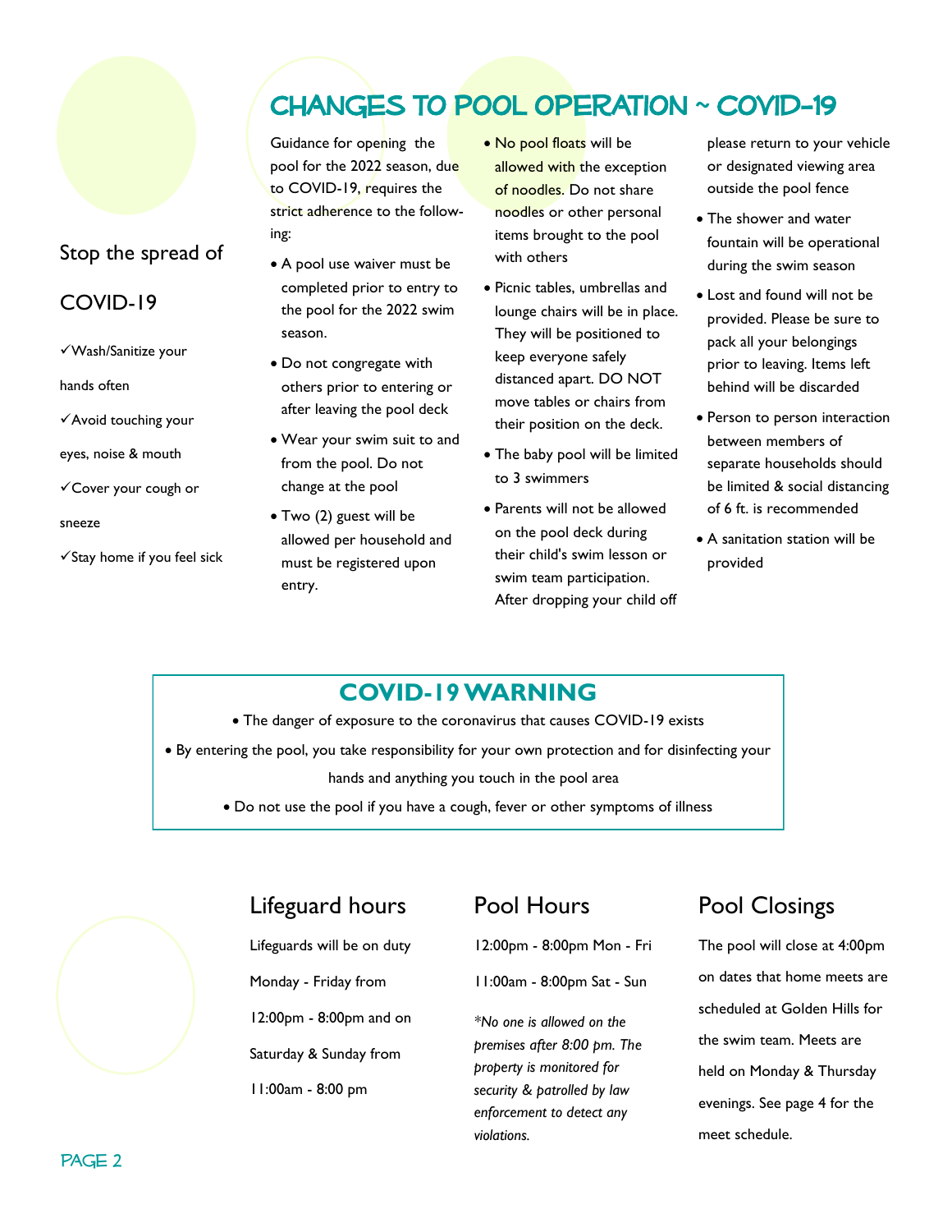# CHANGES TO POOL OPERATION ~ COVID-19

## Stop the spread of COVID-19

✓Wash/Sanitize your hands often

✓Avoid touching your eyes, noise & mouth

✓Cover your cough or sneeze

✓Stay home if you feel sick

Guidance for opening the pool for the 2022 season, due to COVID-19, requires the strict adherence to the following:

- A pool use waiver must be completed prior to entry to the pool for the 2022 swim season.
- Do not congregate with others prior to entering or after leaving the pool deck
- Wear your swim suit to and from the pool. Do not change at the pool
- Two (2) guest will be allowed per household and must be registered upon entry.
- No pool floats will be allowed with the exception of noodles. Do not share noodles or other personal items brought to the pool with others
- Picnic tables, umbrellas and lounge chairs will be in place. They will be positioned to keep everyone safely distanced apart. DO NOT move tables or chairs from their position on the deck.
- The baby pool will be limited to 3 swimmers
- Parents will not be allowed on the pool deck during their child's swim lesson or swim team participation. After dropping your child off please return to your vehicle or designated viewing area outside the pool fence
- The shower and water fountain will be operational during the swim season
- Lost and found will not be provided. Please be sure to pack all your belongings prior to leaving. Items left behind will be discarded
- Person to person interaction between members of separate households should be limited & social distancing of 6 ft. is recommended
- A sanitation station will be provided

## COVID-19 WARNING

- The danger of exposure to the coronavirus that causes COVID-19 exists
- By entering the pool, you take responsibility for your own protection and for disinfecting your hands and anything you touch in the pool area
- Do not use the pool if you have a cough, fever or other symptoms of illness

## Lifeguard hours

Lifeguards will be on duty Monday - Friday from 12:00pm - 8:00pm and on Saturday & Sunday from 11:00am - 8:00 pm

## Pool Hours

12:00pm - 8:00pm Mon - Fri

11:00am - 8:00pm Sat - Sun

*\*No one is allowed on the premises after 8:00 pm. The property is monitored for security & patrolled by law enforcement to detect any violations.*

## Pool Closings

The pool will close at 4:00pm on dates that home meets are scheduled at Golden Hills for the swim team. Meets are held on Monday & Thursday evenings. See page 4 for the meet schedule.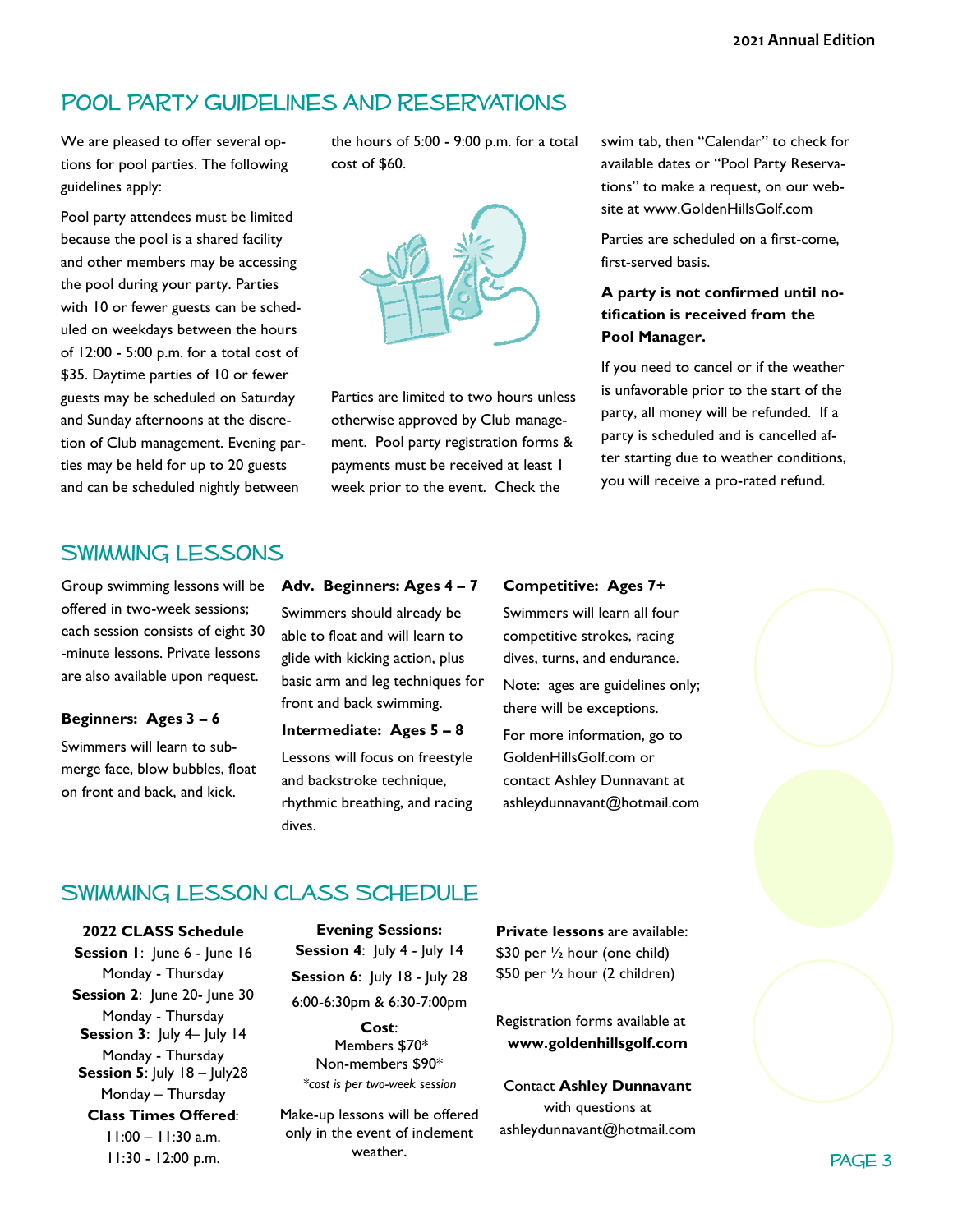## POOL PARTY GUIDELINES AND RESERVATIONS

We are pleased to offer several options for pool parties. The following guidelines apply:

Pool party attendees must be limited because the pool is a shared facility and other members may be accessing the pool during your party. Parties with 10 or fewer guests can be scheduled on weekdays between the hours of 12:00 - 5:00 p.m. for a total cost of $35. Daytime parties of 10 or fewer guests may be scheduled on Saturday and Sunday afternoons at the discretion of Club management. Evening parties may be held for up to 20 guests and can be scheduled nightly between the hours of 5:00 - 9:00 p.m. for a total cost of $60.

Parties are limited to two hours unless otherwise approved by Club management. Pool party registration forms & payments must be received at least 1 week prior to the event. Check the swim tab, then "Calendar" to check for available dates or "Pool Party Reservations" to make a request, on our website at www.GoldenHillsGolf.com

Parties are scheduled on a first-come, first-served basis.

**A party is not confirmed until notification is received from the Pool Manager.**

If you need to cancel or if the weather is unfavorable prior to the start of the party, all money will be refunded. If a party is scheduled and is cancelled after starting due to weather conditions, you will receive a pro-rated refund.

## SWIMMING LESSONS

Group swimming lessons will be offered in two-week sessions; each session consists of eight 30-minute lessons. Private lessons are also available upon request.

**Beginners: Ages 3 – 6**

Swimmers will learn to submerge face, blow bubbles, float on front and back, and kick.

**Adv. Beginners: Ages 4 – 7**

Swimmers should already be able to float and will learn to glide with kicking action, plus basic arm and leg techniques for front and back swimming.

**Intermediate: Ages 5 – 8**

Lessons will focus on freestyle and backstroke technique, rhythmic breathing, and racing dives.

**Competitive: Ages 7+**

Swimmers will learn all four competitive strokes, racing dives, turns, and endurance.

Note: ages are guidelines only; there will be exceptions.

For more information, go to GoldenHillsGolf.com or contact Ashley Dunnavant at ashleydunnavant@hotmail.com

## SWIMMING LESSON CLASS SCHEDULE

**2022 CLASS Schedule**

**Session 1**: June 6 - June 16
Monday - Thursday

**Session 2**: June 20- June 30
Monday - Thursday

**Session 3**: July 4– July 14
Monday - Thursday

**Session 5**: July 18 – July28
Monday – Thursday

**Class Times Offered**:
11:00 – 11:30 a.m.
11:30 - 12:00 p.m.

**Evening Sessions:**

**Session 4**: July 4 - July 14

**Session 6**: July 18 - July 28

6:00-6:30pm & 6:30-7:00pm

**Cost**:
Members $70*
Non-members $90*
*cost is per two-week session*

Make-up lessons will be offered only in the event of inclement weather.

**Private lessons** are available:
$30 per ½ hour (one child)
$50 per ½ hour (2 children)

Registration forms available at **www.goldenhillsgolf.com**

Contact **Ashley Dunnavant** with questions at ashleydunnavant@hotmail.com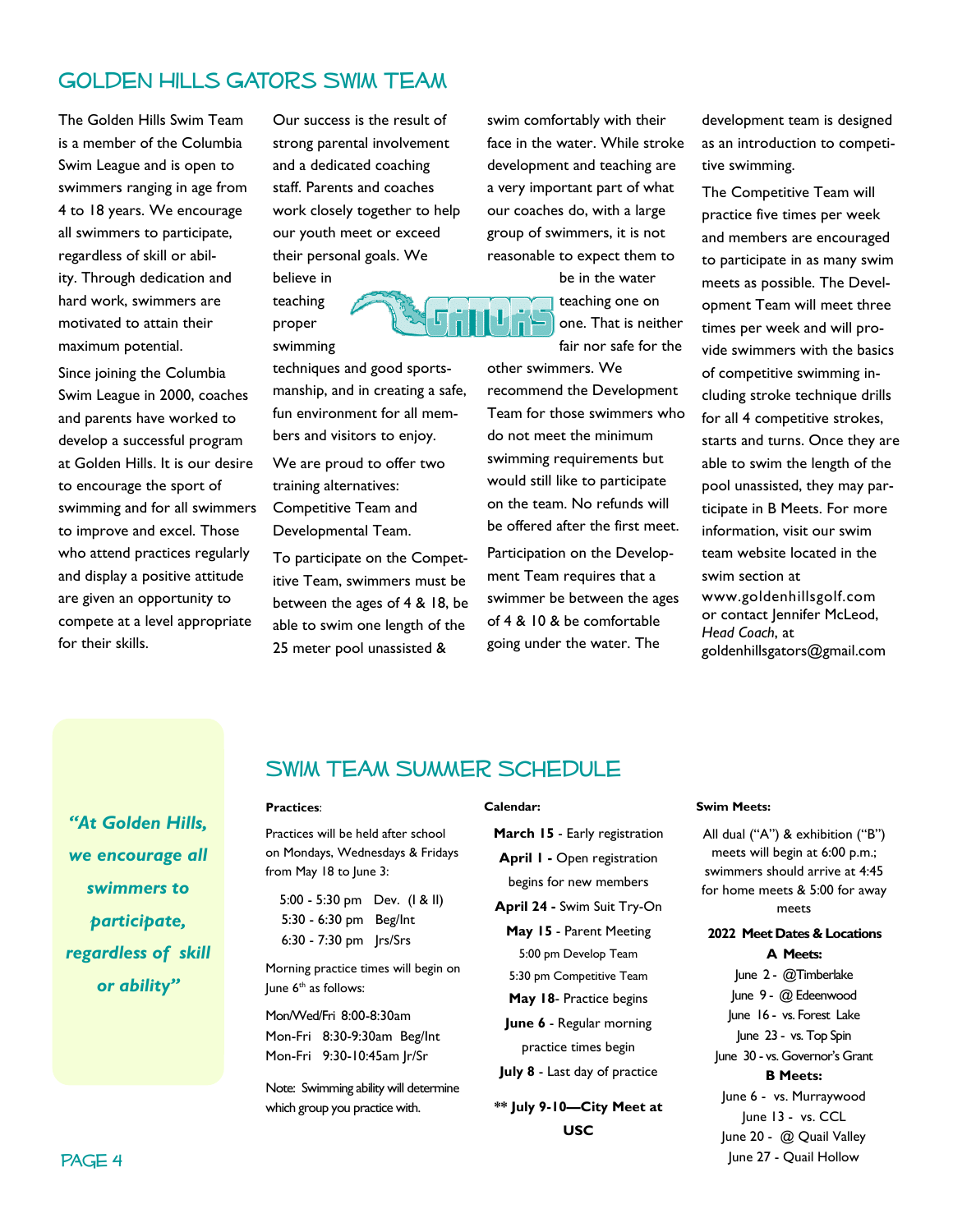## GOLDEN HILLS GATORS SWIM TEAM

The Golden Hills Swim Team is a member of the Columbia Swim League and is open to swimmers ranging in age from 4 to 18 years. We encourage all swimmers to participate, regardless of skill or ability. Through dedication and hard work, swimmers are motivated to attain their maximum potential.

Since joining the Columbia Swim League in 2000, coaches and parents have worked to develop a successful program at Golden Hills. It is our desire to encourage the sport of swimming and for all swimmers to improve and excel. Those who attend practices regularly and display a positive attitude are given an opportunity to compete at a level appropriate for their skills.

Our success is the result of strong parental involvement and a dedicated coaching staff. Parents and coaches work closely together to help our youth meet or exceed their personal goals. We believe in teaching proper swimming techniques and good sportsmanship, and in creating a safe, fun environment for all members and visitors to enjoy.

We are proud to offer two training alternatives: Competitive Team and Developmental Team.

To participate on the Competitive Team, swimmers must be between the ages of 4 & 18, be able to swim one length of the 25 meter pool unassisted & swim comfortably with their face in the water. While stroke development and teaching are a very important part of what our coaches do, with a large group of swimmers, it is not reasonable to expect them to be in the water teaching one on one. That is neither fair nor safe for the other swimmers. We recommend the Development Team for those swimmers who do not meet the minimum swimming requirements but would still like to participate on the team. No refunds will be offered after the first meet.

Participation on the Development Team requires that a swimmer be between the ages of 4 & 10 & be comfortable going under the water. The development team is designed as an introduction to competitive swimming.

The Competitive Team will practice five times per week and members are encouraged to participate in as many swim meets as possible. The Development Team will meet three times per week and will provide swimmers with the basics of competitive swimming including stroke technique drills for all 4 competitive strokes, starts and turns. Once they are able to swim the length of the pool unassisted, they may participate in B Meets. For more information, visit our swim team website located in the swim section at www.goldenhillsgolf.com or contact Jennifer McLeod, *Head Coach*, at goldenhillsgators@gmail.com

***"At Golden Hills, we encourage all swimmers to participate, regardless of skill or ability"***

## SWIM TEAM SUMMER SCHEDULE

**Practices**:

Practices will be held after school on Mondays, Wednesdays & Fridays from May 18 to June 3:

5:00 - 5:30 pm Dev. (I & II)
5:30 - 6:30 pm Beg/Int
6:30 - 7:30 pm Jrs/Srs

Morning practice times will begin on June 6th as follows:

Mon/Wed/Fri 8:00-8:30am
Mon-Fri 8:30-9:30am Beg/Int
Mon-Fri 9:30-10:45am Jr/Sr

Note: Swimming ability will determine which group you practice with.

**Calendar:**

**March 15** - Early registration
**April 1** - Open registration begins for new members
**April 24** - Swim Suit Try-On
**May 15** - Parent Meeting
5:00 pm Develop Team
5:30 pm Competitive Team
**May 18**- Practice begins
**June 6** - Regular morning practice times begin
**July 8** - Last day of practice

**\*\* July 9-10—City Meet at USC**

**Swim Meets:**

All dual ("A") & exhibition ("B") meets will begin at 6:00 p.m.; swimmers should arrive at 4:45 for home meets & 5:00 for away meets

**2022 Meet Dates & Locations**

**A Meets:**
June 2 - @Timberlake
June 9 - @ Edeenwood
June 16 - vs. Forest Lake
June 23 - vs. Top Spin
June 30 - vs. Governor's Grant

**B Meets:**
June 6 - vs. Murraywood
June 13 - vs. CCL
June 20 - @ Quail Valley
June 27 - Quail Hollow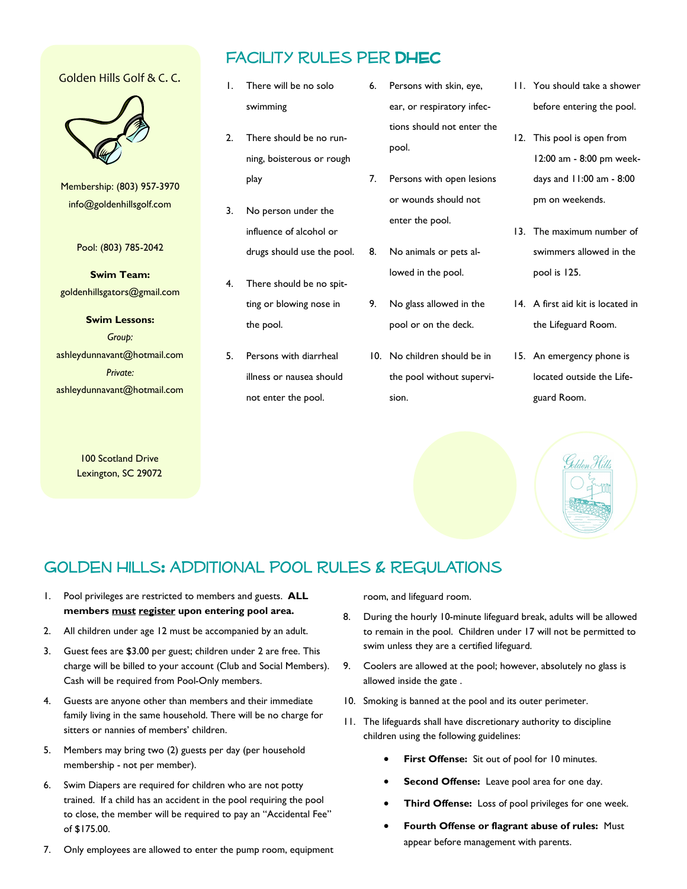Golden Hills Golf & C. C.

Membership: (803) 957-3970
info@goldenhillsgolf.com

Pool: (803) 785-2042

**Swim Team:**
goldenhillsgators@gmail.com

**Swim Lessons:**
*Group:*
ashleydunnavant@hotmail.com
*Private:*
ashleydunnavant@hotmail.com

100 Scotland Drive
Lexington, SC 29072

## Facility Rules per DHEC

1. There will be no solo swimming
2. There should be no running, boisterous or rough play
3. No person under the influence of alcohol or drugs should use the pool.
4. There should be no spitting or blowing nose in the pool.
5. Persons with diarrheal illness or nausea should not enter the pool.
6. Persons with skin, eye, ear, or respiratory infections should not enter the pool.
7. Persons with open lesions or wounds should not enter the pool.
8. No animals or pets allowed in the pool.
9. No glass allowed in the pool or on the deck.
10. No children should be in the pool without supervision.
11. You should take a shower before entering the pool.
12. This pool is open from 12:00 am - 8:00 pm weekdays and 11:00 am - 8:00 pm on weekends.
13. The maximum number of swimmers allowed in the pool is 125.
14. A first aid kit is located in the Lifeguard Room.
15. An emergency phone is located outside the Lifeguard Room.

## Golden Hills: Additional Pool Rules & Regulations

1. Pool privileges are restricted to members and guests. **ALL members <u>must</u> <u>register</u> upon entering pool area.**
2. All children under age 12 must be accompanied by an adult.
3. Guest fees are $3.00 per guest; children under 2 are free. This charge will be billed to your account (Club and Social Members). Cash will be required from Pool-Only members.
4. Guests are anyone other than members and their immediate family living in the same household. There will be no charge for sitters or nannies of members' children.
5. Members may bring two (2) guests per day (per household membership - not per member).
6. Swim Diapers are required for children who are not potty trained. If a child has an accident in the pool requiring the pool to close, the member will be required to pay an "Accidental Fee" of $175.00.
7. Only employees are allowed to enter the pump room, equipment room, and lifeguard room.
8. During the hourly 10-minute lifeguard break, adults will be allowed to remain in the pool. Children under 17 will not be permitted to swim unless they are a certified lifeguard.
9. Coolers are allowed at the pool; however, absolutely no glass is allowed inside the gate .
10. Smoking is banned at the pool and its outer perimeter.
11. The lifeguards shall have discretionary authority to discipline children using the following guidelines:
    - **First Offense:** Sit out of pool for 10 minutes.
    - **Second Offense:** Leave pool area for one day.
    - **Third Offense:** Loss of pool privileges for one week.
    - **Fourth Offense or flagrant abuse of rules:** Must appear before management with parents.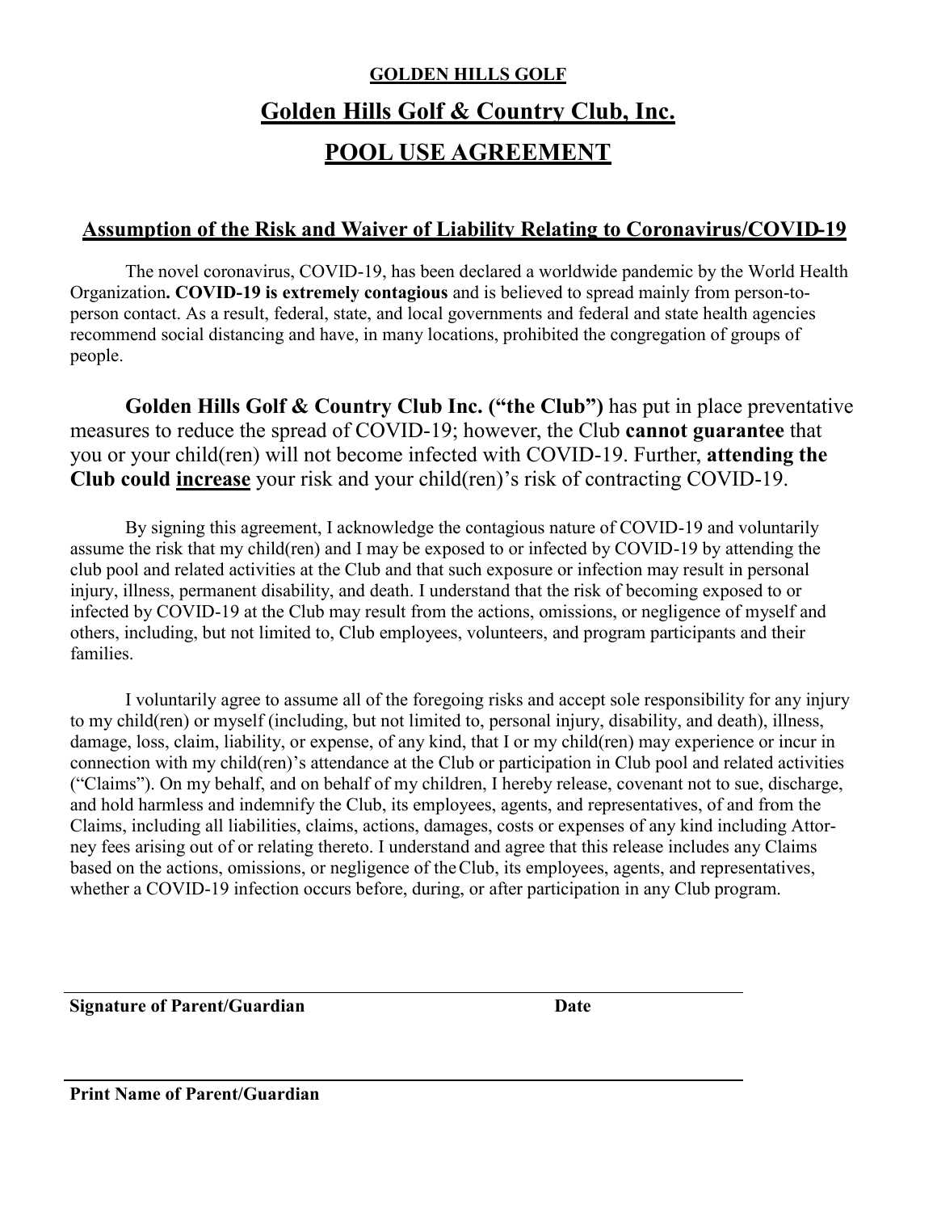**GOLDEN HILLS GOLF**

# Golden Hills Golf & Country Club, Inc.

# POOL USE AGREEMENT

## Assumption of the Risk and Waiver of Liability Relating to Coronavirus/COVID-19

The novel coronavirus, COVID-19, has been declared a worldwide pandemic by the World Health Organization**. COVID-19 is extremely contagious** and is believed to spread mainly from person-to-person contact. As a result, federal, state, and local governments and federal and state health agencies recommend social distancing and have, in many locations, prohibited the congregation of groups of people.

**Golden Hills Golf & Country Club Inc. ("the Club")** has put in place preventative measures to reduce the spread of COVID-19; however, the Club **cannot guarantee** that you or your child(ren) will not become infected with COVID-19. Further, **attending the Club could increase** your risk and your child(ren)'s risk of contracting COVID-19.

By signing this agreement, I acknowledge the contagious nature of COVID-19 and voluntarily assume the risk that my child(ren) and I may be exposed to or infected by COVID-19 by attending the club pool and related activities at the Club and that such exposure or infection may result in personal injury, illness, permanent disability, and death. I understand that the risk of becoming exposed to or infected by COVID-19 at the Club may result from the actions, omissions, or negligence of myself and others, including, but not limited to, Club employees, volunteers, and program participants and their families.

I voluntarily agree to assume all of the foregoing risks and accept sole responsibility for any injury to my child(ren) or myself (including, but not limited to, personal injury, disability, and death), illness, damage, loss, claim, liability, or expense, of any kind, that I or my child(ren) may experience or incur in connection with my child(ren)'s attendance at the Club or participation in Club pool and related activities ("Claims"). On my behalf, and on behalf of my children, I hereby release, covenant not to sue, discharge, and hold harmless and indemnify the Club, its employees, agents, and representatives, of and from the Claims, including all liabilities, claims, actions, damages, costs or expenses of any kind including Attorney fees arising out of or relating thereto. I understand and agree that this release includes any Claims based on the actions, omissions, or negligence of the Club, its employees, agents, and representatives, whether a COVID-19 infection occurs before, during, or after participation in any Club program.

---

**Signature of Parent/Guardian** **Date**

---

**Print Name of Parent/Guardian**